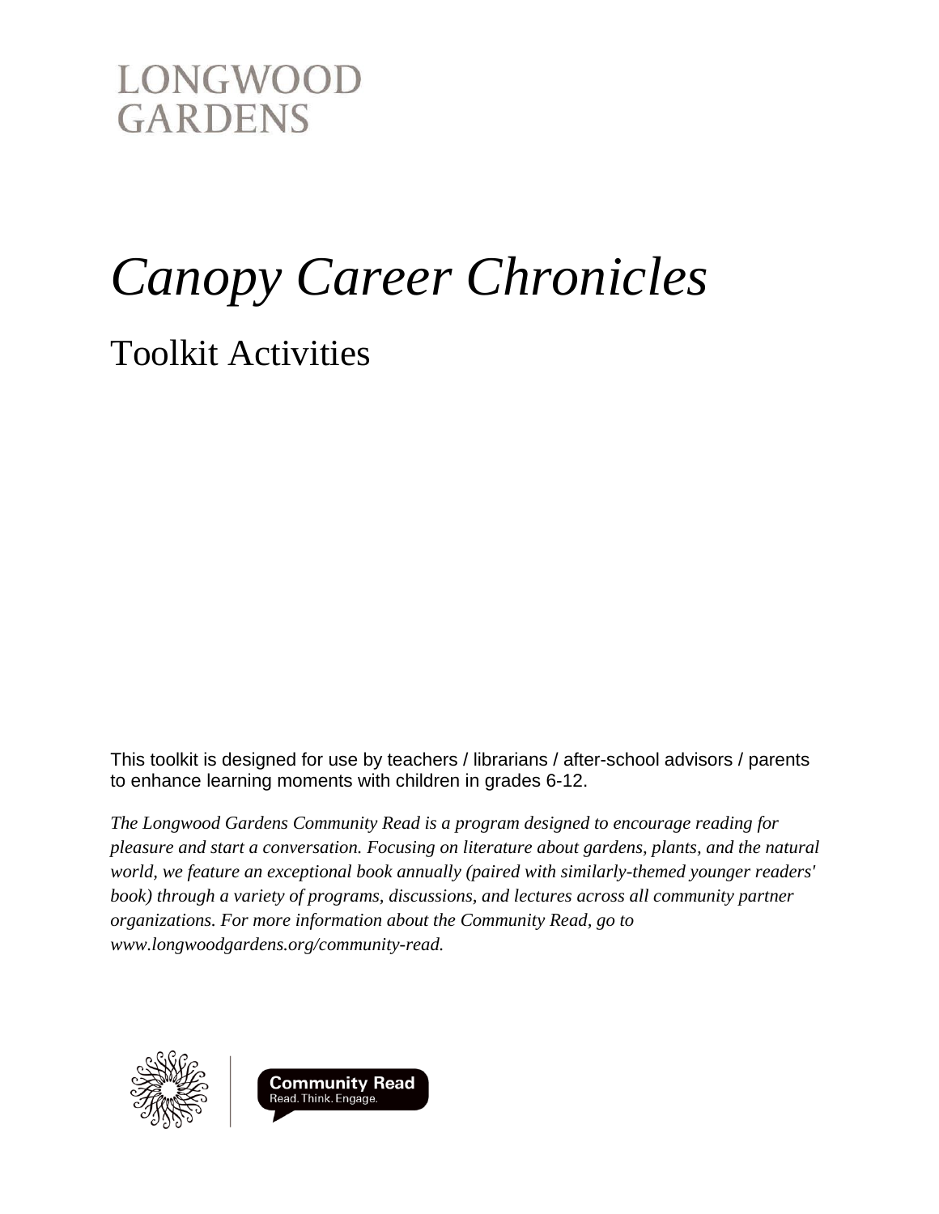LONGWOOD
GARDENS

# *Canopy Career Chronicles*

## Toolkit Activities

This toolkit is designed for use by teachers / librarians / after-school advisors / parents to enhance learning moments with children in grades 6-12.

*The Longwood Gardens Community Read is a program designed to encourage reading for pleasure and start a conversation. Focusing on literature about gardens, plants, and the natural world, we feature an exceptional book annually (paired with similarly-themed younger readers' book) through a variety of programs, discussions, and lectures across all community partner organizations. For more information about the Community Read, go to www.longwoodgardens.org/community-read.*

**Community Read**
Read. Think. Engage.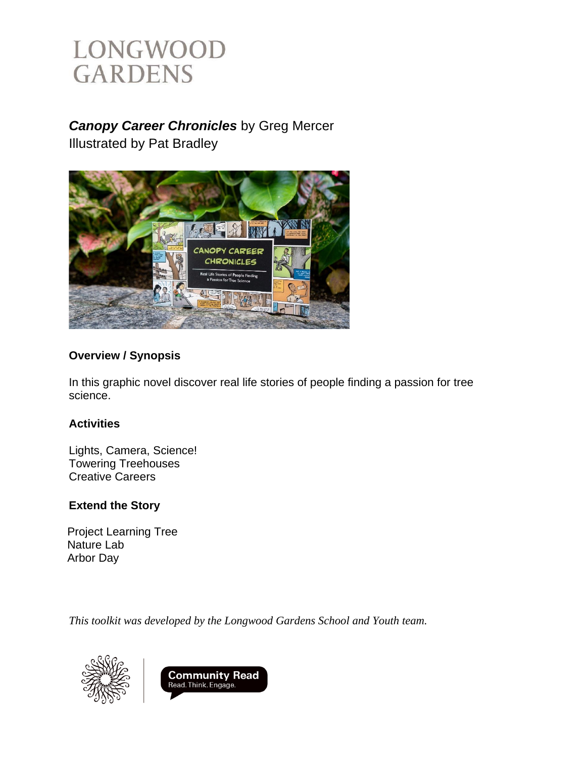# LONGWOOD GARDENS

***Canopy Career Chronicles*** by Greg Mercer
Illustrated by Pat Bradley

### Overview / Synopsis

In this graphic novel discover real life stories of people finding a passion for tree science.

### Activities

Lights, Camera, Science!
Towering Treehouses
Creative Careers

### Extend the Story

Project Learning Tree
Nature Lab
Arbor Day

*This toolkit was developed by the Longwood Gardens School and Youth team.*

**Community Read**
Read. Think. Engage.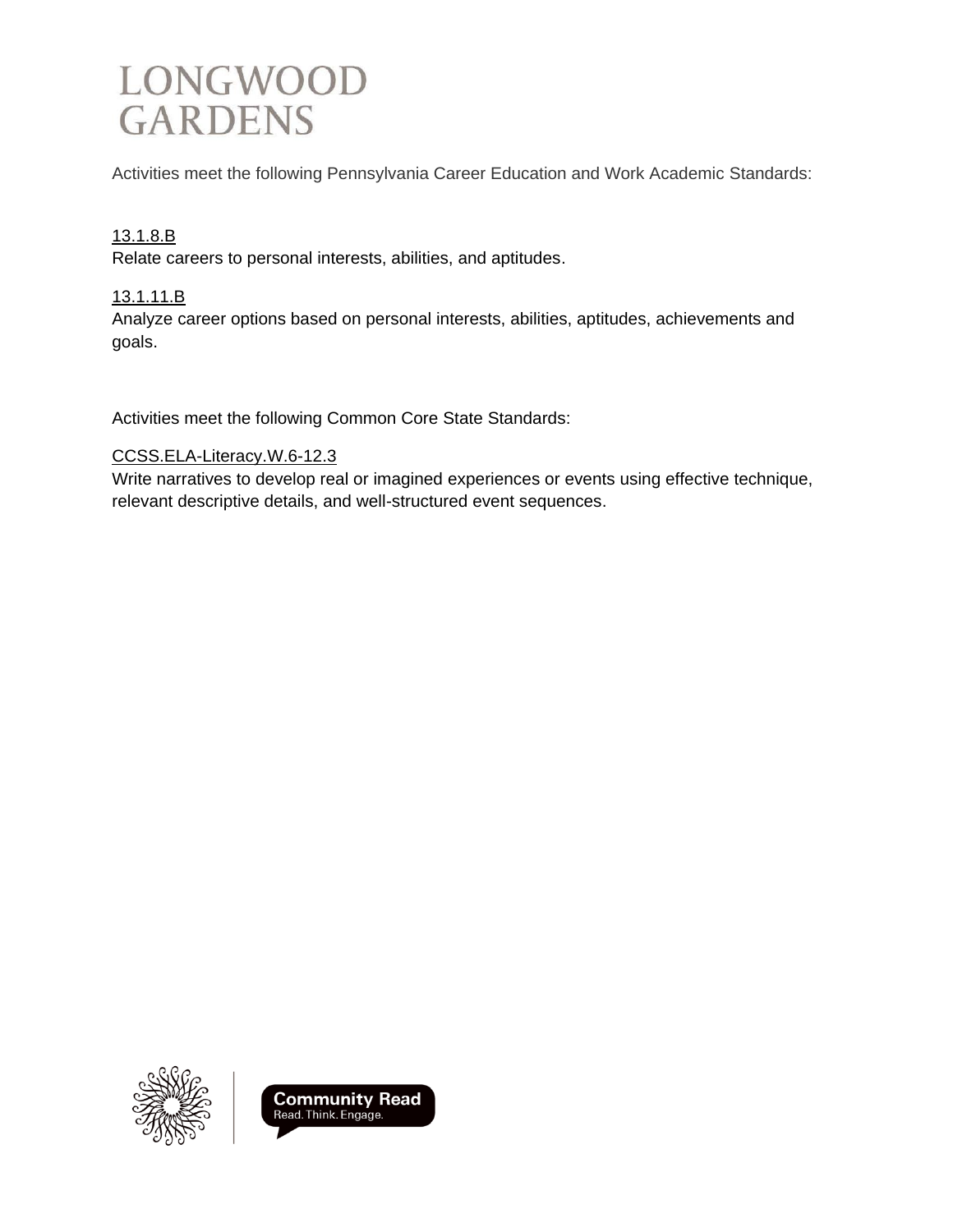# LONGWOOD GARDENS

Activities meet the following Pennsylvania Career Education and Work Academic Standards:

13.1.8.B
Relate careers to personal interests, abilities, and aptitudes.

13.1.11.B
Analyze career options based on personal interests, abilities, aptitudes, achievements and goals.

Activities meet the following Common Core State Standards:

CCSS.ELA-Literacy.W.6-12.3
Write narratives to develop real or imagined experiences or events using effective technique, relevant descriptive details, and well-structured event sequences.

Community Read
Read. Think. Engage.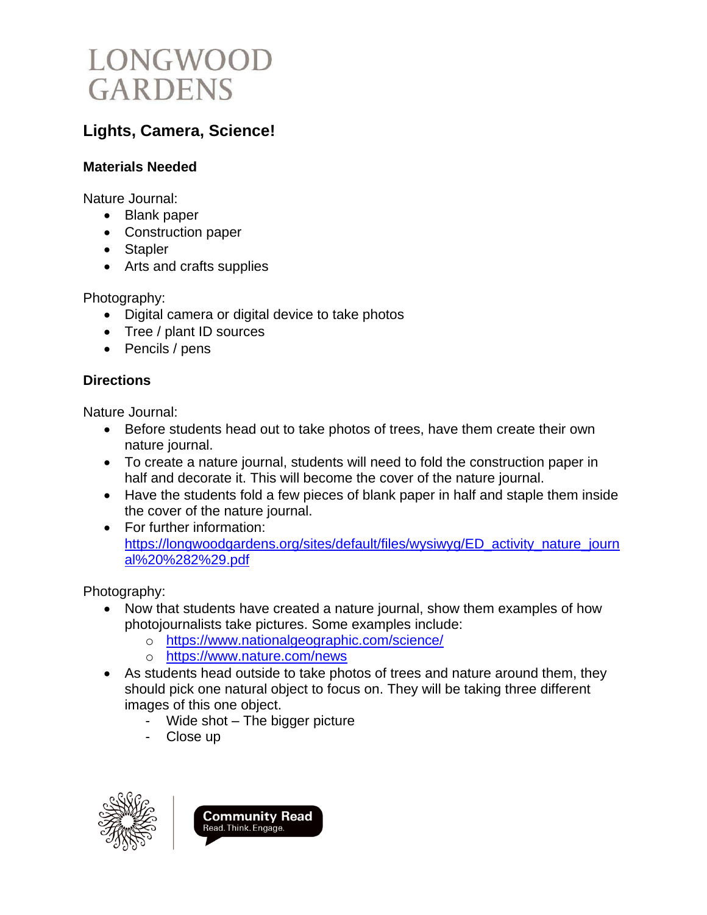# LONGWOOD GARDENS

## Lights, Camera, Science!

### Materials Needed

Nature Journal:

- Blank paper
- Construction paper
- Stapler
- Arts and crafts supplies

Photography:

- Digital camera or digital device to take photos
- Tree / plant ID sources
- Pencils / pens

### Directions

Nature Journal:

- Before students head out to take photos of trees, have them create their own nature journal.
- To create a nature journal, students will need to fold the construction paper in half and decorate it. This will become the cover of the nature journal.
- Have the students fold a few pieces of blank paper in half and staple them inside the cover of the nature journal.
- For further information: [https://longwoodgardens.org/sites/default/files/wysiwyg/ED_activity_nature_journal%20%282%29.pdf](https://longwoodgardens.org/sites/default/files/wysiwyg/ED_activity_nature_journal%20%282%29.pdf)

Photography:

- Now that students have created a nature journal, show them examples of how photojournalists take pictures. Some examples include:
  - [https://www.nationalgeographic.com/science/](https://www.nationalgeographic.com/science/)
  - [https://www.nature.com/news](https://www.nature.com/news)
- As students head outside to take photos of trees and nature around them, they should pick one natural object to focus on. They will be taking three different images of this one object.
  - Wide shot – The bigger picture
  - Close up

Community Read
Read. Think. Engage.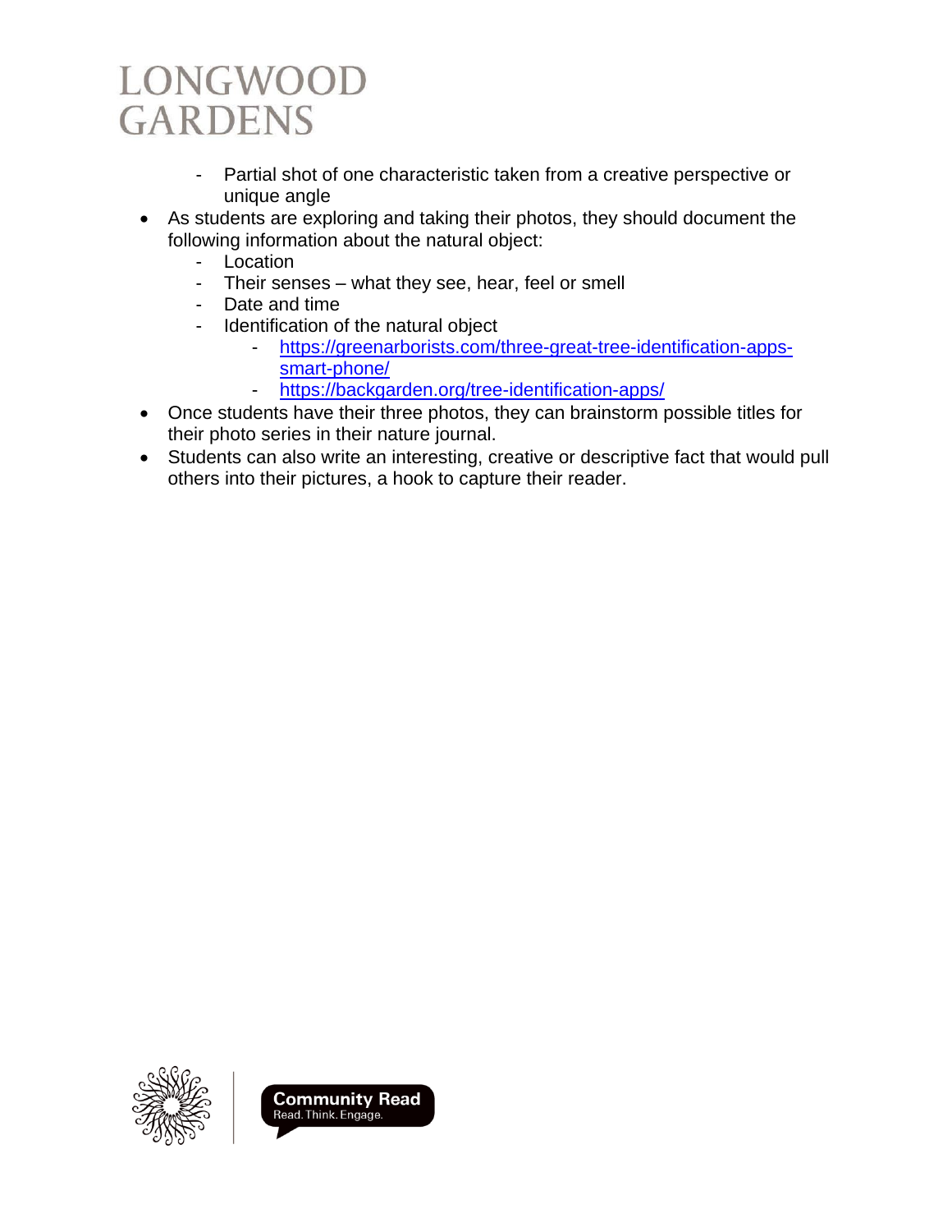- Partial shot of one characteristic taken from a creative perspective or unique angle
- As students are exploring and taking their photos, they should document the following information about the natural object:
  - Location
  - Their senses – what they see, hear, feel or smell
  - Date and time
  - Identification of the natural object
    - https://greenarborists.com/three-great-tree-identification-apps-smart-phone/
    - https://backgarden.org/tree-identification-apps/
- Once students have their three photos, they can brainstorm possible titles for their photo series in their nature journal.
- Students can also write an interesting, creative or descriptive fact that would pull others into their pictures, a hook to capture their reader.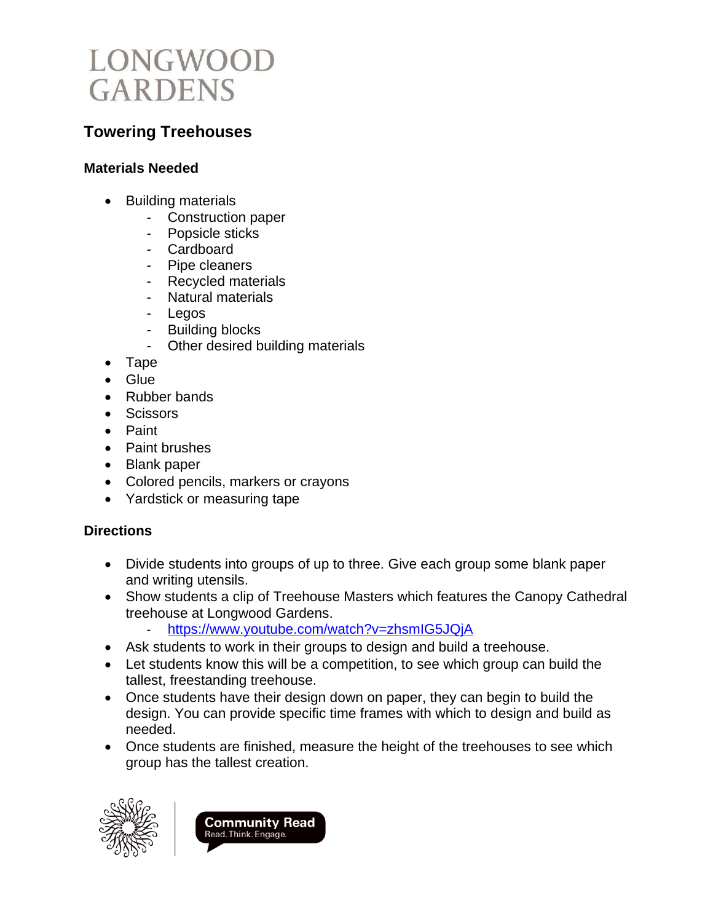LONGWOOD
GARDENS

## Towering Treehouses

### Materials Needed

- Building materials
  - Construction paper
  - Popsicle sticks
  - Cardboard
  - Pipe cleaners
  - Recycled materials
  - Natural materials
  - Legos
  - Building blocks
  - Other desired building materials
- Tape
- Glue
- Rubber bands
- Scissors
- Paint
- Paint brushes
- Blank paper
- Colored pencils, markers or crayons
- Yardstick or measuring tape

### Directions

- Divide students into groups of up to three. Give each group some blank paper and writing utensils.
- Show students a clip of Treehouse Masters which features the Canopy Cathedral treehouse at Longwood Gardens.
  - https://www.youtube.com/watch?v=zhsmIG5JQjA
- Ask students to work in their groups to design and build a treehouse.
- Let students know this will be a competition, to see which group can build the tallest, freestanding treehouse.
- Once students have their design down on paper, they can begin to build the design. You can provide specific time frames with which to design and build as needed.
- Once students are finished, measure the height of the treehouses to see which group has the tallest creation.

Community Read
Read. Think. Engage.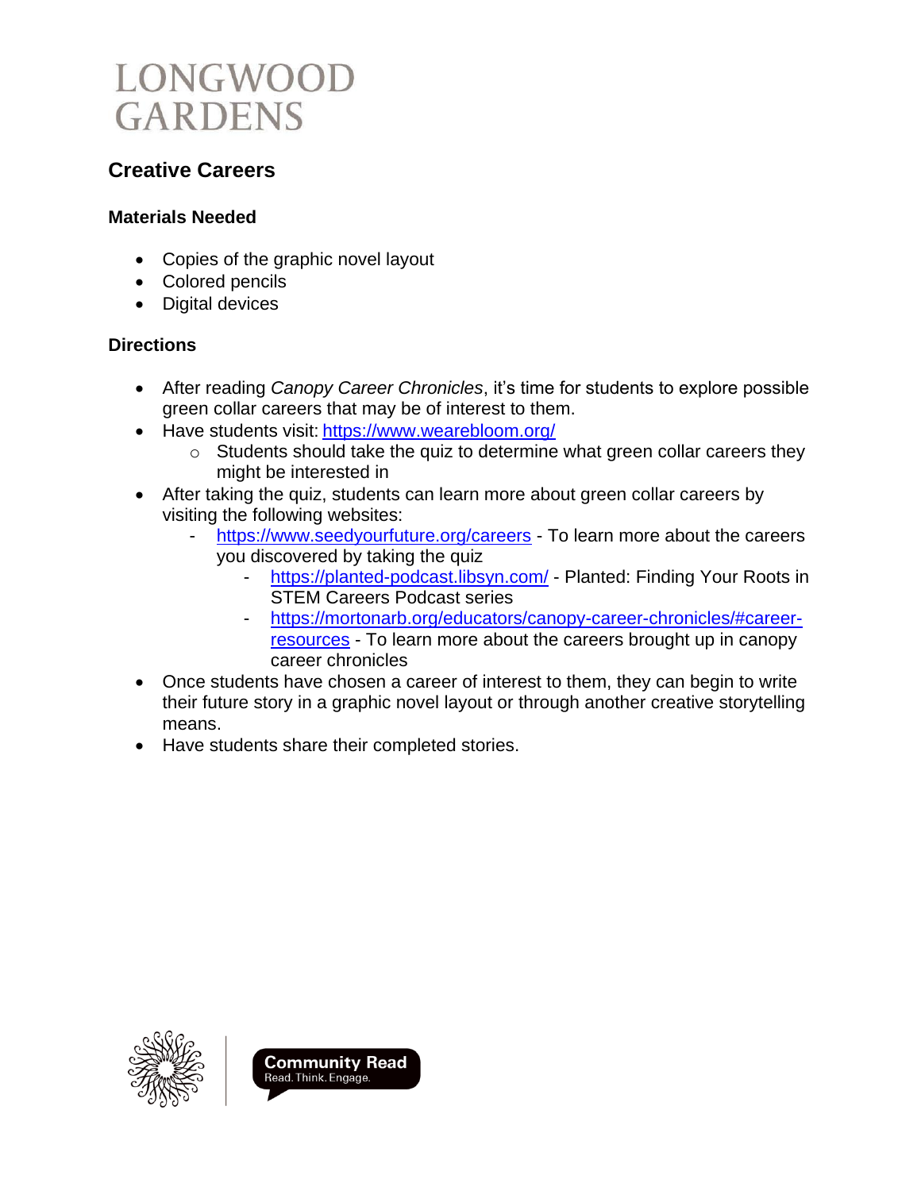LONGWOOD GARDENS

## Creative Careers

### Materials Needed

- Copies of the graphic novel layout
- Colored pencils
- Digital devices

### Directions

- After reading *Canopy Career Chronicles*, it's time for students to explore possible green collar careers that may be of interest to them.
- Have students visit: https://www.webloom.org/
  - Students should take the quiz to determine what green collar careers they might be interested in
- After taking the quiz, students can learn more about green collar careers by visiting the following websites:
  - https://www.seedyourfuture.org/careers - To learn more about the careers you discovered by taking the quiz
    - https://planted-podcast.libsyn.com/ - Planted: Finding Your Roots in STEM Careers Podcast series
    - https://mortonarb.org/educators/canopy-career-chronicles/#career-resources - To learn more about the careers brought up in canopy career chronicles
- Once students have chosen a career of interest to them, they can begin to write their future story in a graphic novel layout or through another creative storytelling means.
- Have students share their completed stories.

Community Read
Read. Think. Engage.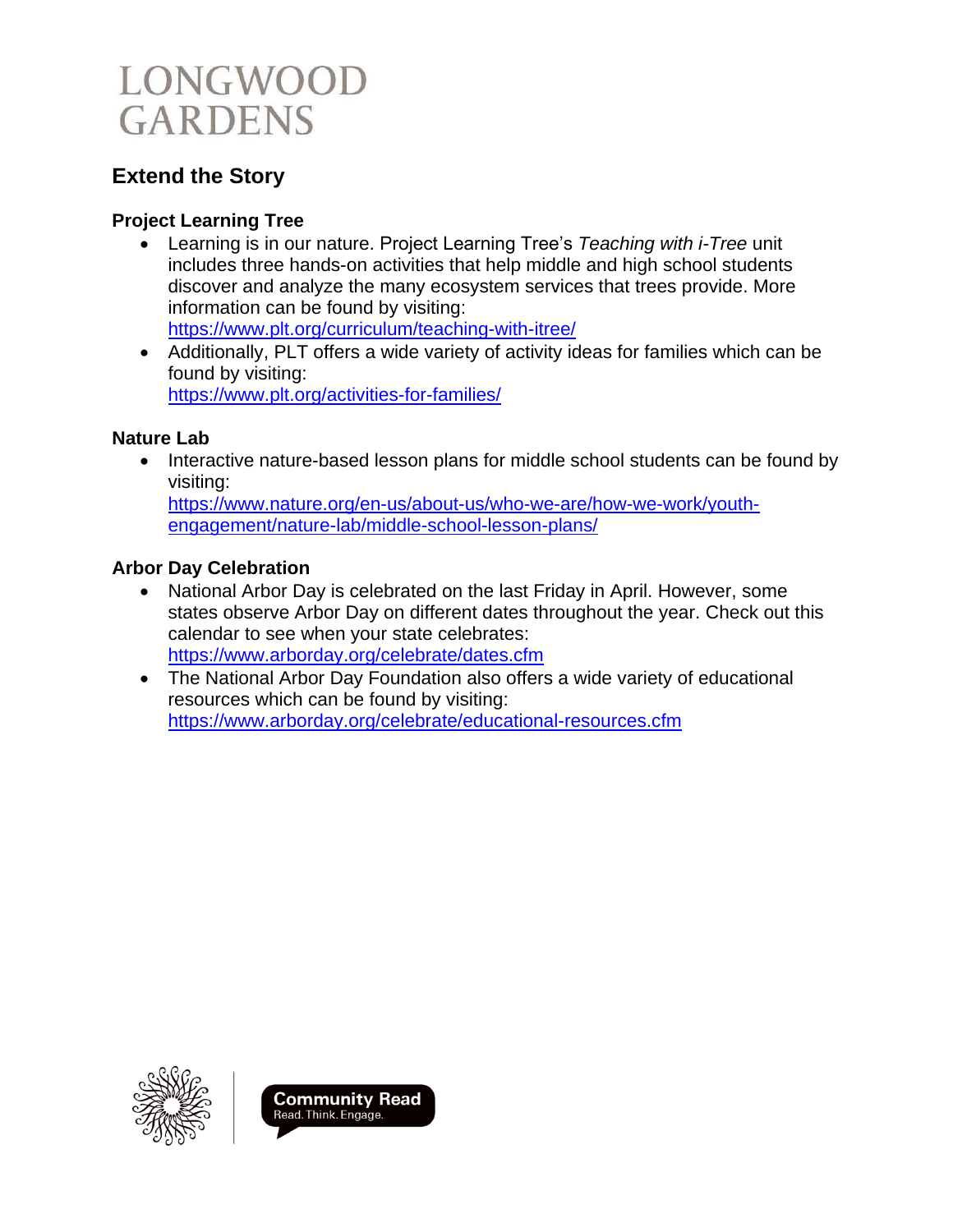## Extend the Story

### Project Learning Tree

- Learning is in our nature. Project Learning Tree's *Teaching with i-Tree* unit includes three hands-on activities that help middle and high school students discover and analyze the many ecosystem services that trees provide. More information can be found by visiting: https://www.plt.org/curriculum/teaching-with-itree/
- Additionally, PLT offers a wide variety of activity ideas for families which can be found by visiting: https://www.plt.org/activities-for-families/

### Nature Lab

- Interactive nature-based lesson plans for middle school students can be found by visiting: https://www.nature.org/en-us/about-us/who-we-are/how-we-work/youth-engagement/nature-lab/middle-school-lesson-plans/

### Arbor Day Celebration

- National Arbor Day is celebrated on the last Friday in April. However, some states observe Arbor Day on different dates throughout the year. Check out this calendar to see when your state celebrates: https://www.arborday.org/celebrate/dates.cfm
- The National Arbor Day Foundation also offers a wide variety of educational resources which can be found by visiting: https://www.arborday.org/celebrate/educational-resources.cfm